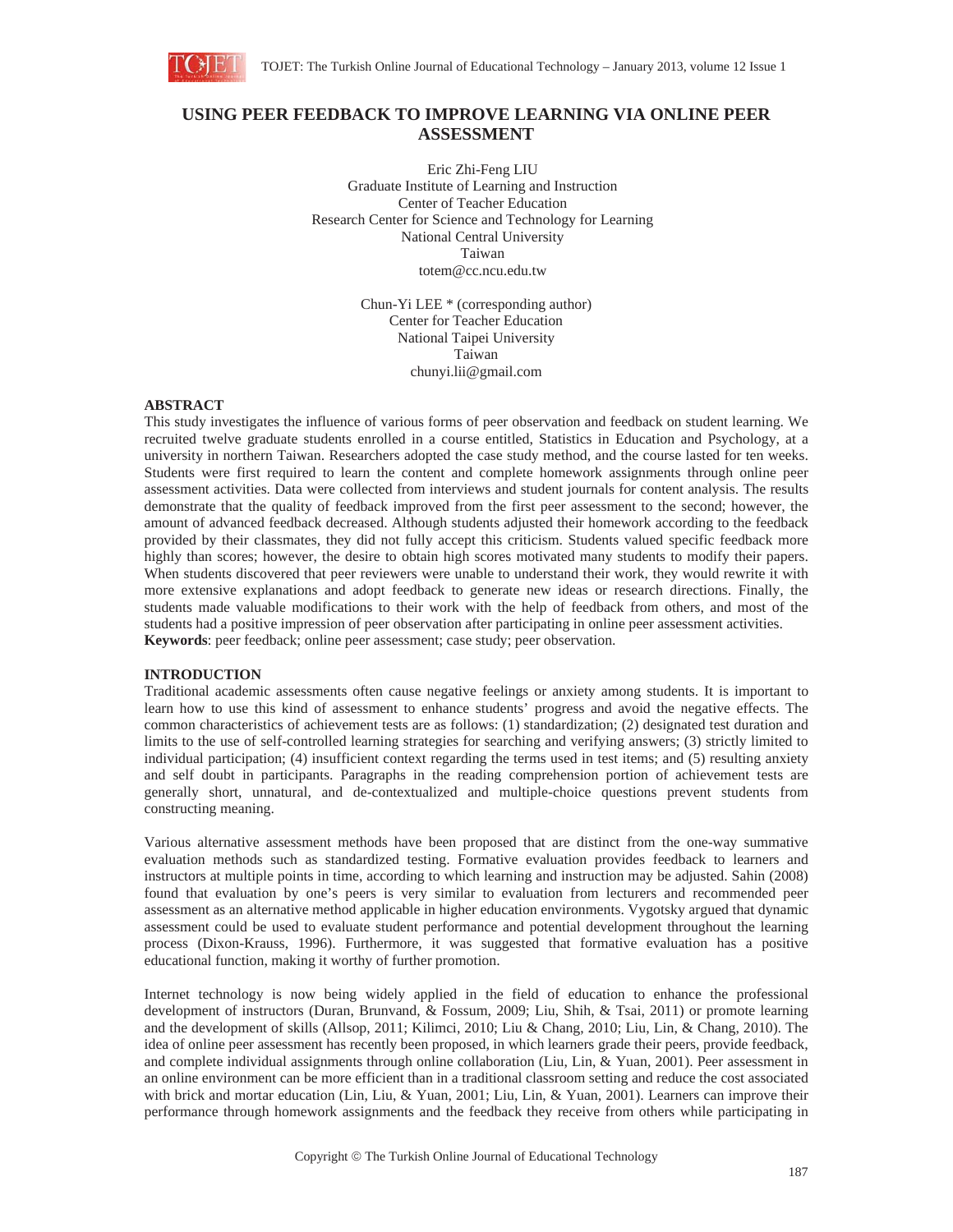# USING PEER FEEDBACK TO IMPROVE LEARNING VIA ONLINE PEER ASSESSMENT

Eric Zhi-Feng LIU
Graduate Institute of Learning and Instruction
Center of Teacher Education
Research Center for Science and Technology for Learning
National Central University
Taiwan
totem@cc.ncu.edu.tw

Chun-Yi LEE * (corresponding author)
Center for Teacher Education
National Taipei University
Taiwan
chunyi.lii@gmail.com

## ABSTRACT

This study investigates the influence of various forms of peer observation and feedback on student learning. We recruited twelve graduate students enrolled in a course entitled, Statistics in Education and Psychology, at a university in northern Taiwan. Researchers adopted the case study method, and the course lasted for ten weeks. Students were first required to learn the content and complete homework assignments through online peer assessment activities. Data were collected from interviews and student journals for content analysis. The results demonstrate that the quality of feedback improved from the first peer assessment to the second; however, the amount of advanced feedback decreased. Although students adjusted their homework according to the feedback provided by their classmates, they did not fully accept this criticism. Students valued specific feedback more highly than scores; however, the desire to obtain high scores motivated many students to modify their papers. When students discovered that peer reviewers were unable to understand their work, they would rewrite it with more extensive explanations and adopt feedback to generate new ideas or research directions. Finally, the students made valuable modifications to their work with the help of feedback from others, and most of the students had a positive impression of peer observation after participating in online peer assessment activities.

**Keywords**: peer feedback; online peer assessment; case study; peer observation.

## INTRODUCTION

Traditional academic assessments often cause negative feelings or anxiety among students. It is important to learn how to use this kind of assessment to enhance students' progress and avoid the negative effects. The common characteristics of achievement tests are as follows: (1) standardization; (2) designated test duration and limits to the use of self-controlled learning strategies for searching and verifying answers; (3) strictly limited to individual participation; (4) insufficient context regarding the terms used in test items; and (5) resulting anxiety and self doubt in participants. Paragraphs in the reading comprehension portion of achievement tests are generally short, unnatural, and de-contextualized and multiple-choice questions prevent students from constructing meaning.

Various alternative assessment methods have been proposed that are distinct from the one-way summative evaluation methods such as standardized testing. Formative evaluation provides feedback to learners and instructors at multiple points in time, according to which learning and instruction may be adjusted. Sahin (2008) found that evaluation by one's peers is very similar to evaluation from lecturers and recommended peer assessment as an alternative method applicable in higher education environments. Vygotsky argued that dynamic assessment could be used to evaluate student performance and potential development throughout the learning process (Dixon-Krauss, 1996). Furthermore, it was suggested that formative evaluation has a positive educational function, making it worthy of further promotion.

Internet technology is now being widely applied in the field of education to enhance the professional development of instructors (Duran, Brunvand, & Fossum, 2009; Liu, Shih, & Tsai, 2011) or promote learning and the development of skills (Allsop, 2011; Kilimci, 2010; Liu & Chang, 2010; Liu, Lin, & Chang, 2010). The idea of online peer assessment has recently been proposed, in which learners grade their peers, provide feedback, and complete individual assignments through online collaboration (Liu, Lin, & Yuan, 2001). Peer assessment in an online environment can be more efficient than in a traditional classroom setting and reduce the cost associated with brick and mortar education (Lin, Liu, & Yuan, 2001; Liu, Lin, & Yuan, 2001). Learners can improve their performance through homework assignments and the feedback they receive from others while participating in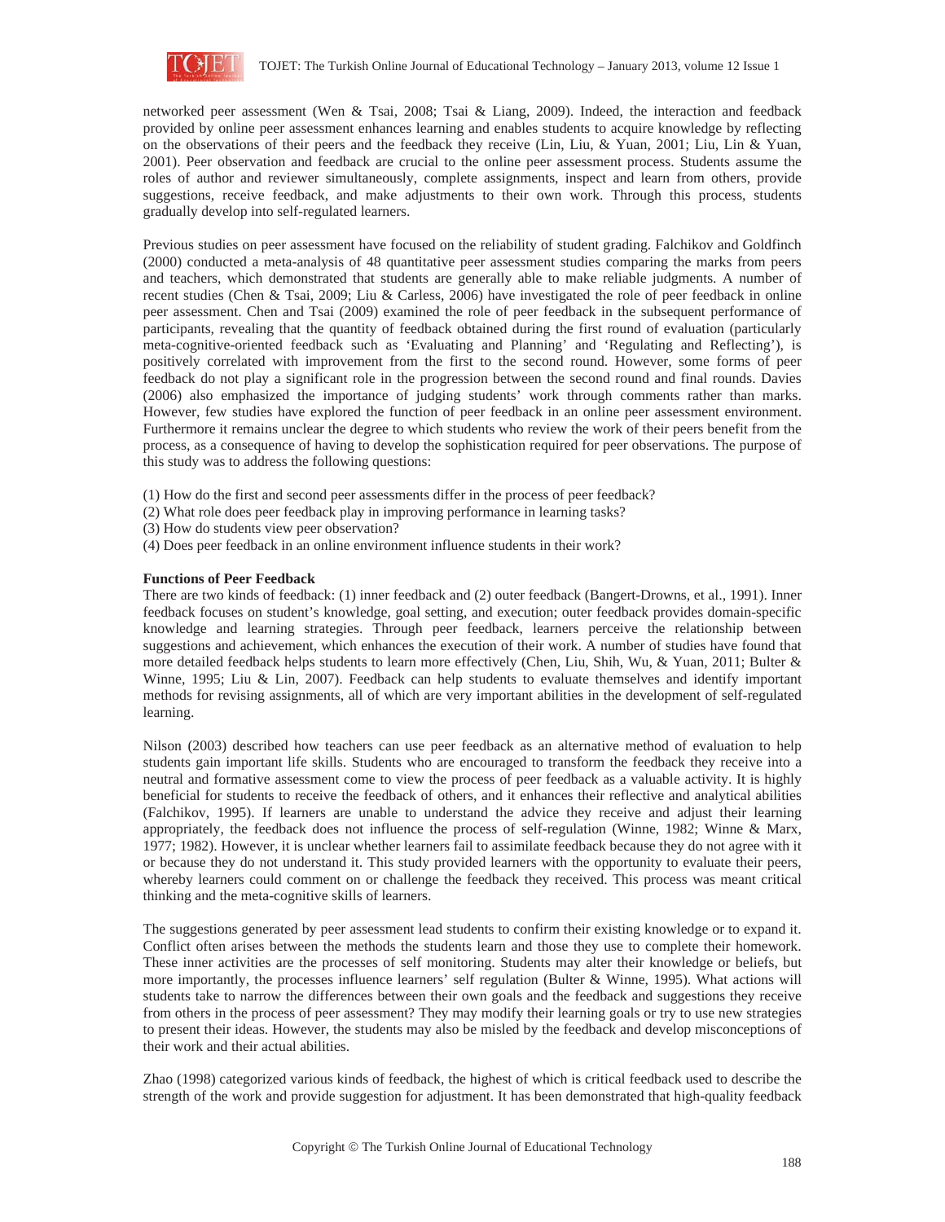networked peer assessment (Wen & Tsai, 2008; Tsai & Liang, 2009). Indeed, the interaction and feedback provided by online peer assessment enhances learning and enables students to acquire knowledge by reflecting on the observations of their peers and the feedback they receive (Lin, Liu, & Yuan, 2001; Liu, Lin & Yuan, 2001). Peer observation and feedback are crucial to the online peer assessment process. Students assume the roles of author and reviewer simultaneously, complete assignments, inspect and learn from others, provide suggestions, receive feedback, and make adjustments to their own work. Through this process, students gradually develop into self-regulated learners.

Previous studies on peer assessment have focused on the reliability of student grading. Falchikov and Goldfinch (2000) conducted a meta-analysis of 48 quantitative peer assessment studies comparing the marks from peers and teachers, which demonstrated that students are generally able to make reliable judgments. A number of recent studies (Chen & Tsai, 2009; Liu & Carless, 2006) have investigated the role of peer feedback in online peer assessment. Chen and Tsai (2009) examined the role of peer feedback in the subsequent performance of participants, revealing that the quantity of feedback obtained during the first round of evaluation (particularly meta-cognitive-oriented feedback such as 'Evaluating and Planning' and 'Regulating and Reflecting'), is positively correlated with improvement from the first to the second round. However, some forms of peer feedback do not play a significant role in the progression between the second round and final rounds. Davies (2006) also emphasized the importance of judging students' work through comments rather than marks. However, few studies have explored the function of peer feedback in an online peer assessment environment. Furthermore it remains unclear the degree to which students who review the work of their peers benefit from the process, as a consequence of having to develop the sophistication required for peer observations. The purpose of this study was to address the following questions:

(1) How do the first and second peer assessments differ in the process of peer feedback?
(2) What role does peer feedback play in improving performance in learning tasks?
(3) How do students view peer observation?
(4) Does peer feedback in an online environment influence students in their work?

**Functions of Peer Feedback**

There are two kinds of feedback: (1) inner feedback and (2) outer feedback (Bangert-Drowns, et al., 1991). Inner feedback focuses on student's knowledge, goal setting, and execution; outer feedback provides domain-specific knowledge and learning strategies. Through peer feedback, learners perceive the relationship between suggestions and achievement, which enhances the execution of their work. A number of studies have found that more detailed feedback helps students to learn more effectively (Chen, Liu, Shih, Wu, & Yuan, 2011; Bulter & Winne, 1995; Liu & Lin, 2007). Feedback can help students to evaluate themselves and identify important methods for revising assignments, all of which are very important abilities in the development of self-regulated learning.

Nilson (2003) described how teachers can use peer feedback as an alternative method of evaluation to help students gain important life skills. Students who are encouraged to transform the feedback they receive into a neutral and formative assessment come to view the process of peer feedback as a valuable activity. It is highly beneficial for students to receive the feedback of others, and it enhances their reflective and analytical abilities (Falchikov, 1995). If learners are unable to understand the advice they receive and adjust their learning appropriately, the feedback does not influence the process of self-regulation (Winne, 1982; Winne & Marx, 1977; 1982). However, it is unclear whether learners fail to assimilate feedback because they do not agree with it or because they do not understand it. This study provided learners with the opportunity to evaluate their peers, whereby learners could comment on or challenge the feedback they received. This process was meant critical thinking and the meta-cognitive skills of learners.

The suggestions generated by peer assessment lead students to confirm their existing knowledge or to expand it. Conflict often arises between the methods the students learn and those they use to complete their homework. These inner activities are the processes of self monitoring. Students may alter their knowledge or beliefs, but more importantly, the processes influence learners' self regulation (Bulter & Winne, 1995). What actions will students take to narrow the differences between their own goals and the feedback and suggestions they receive from others in the process of peer assessment? They may modify their learning goals or try to use new strategies to present their ideas. However, the students may also be misled by the feedback and develop misconceptions of their work and their actual abilities.

Zhao (1998) categorized various kinds of feedback, the highest of which is critical feedback used to describe the strength of the work and provide suggestion for adjustment. It has been demonstrated that high-quality feedback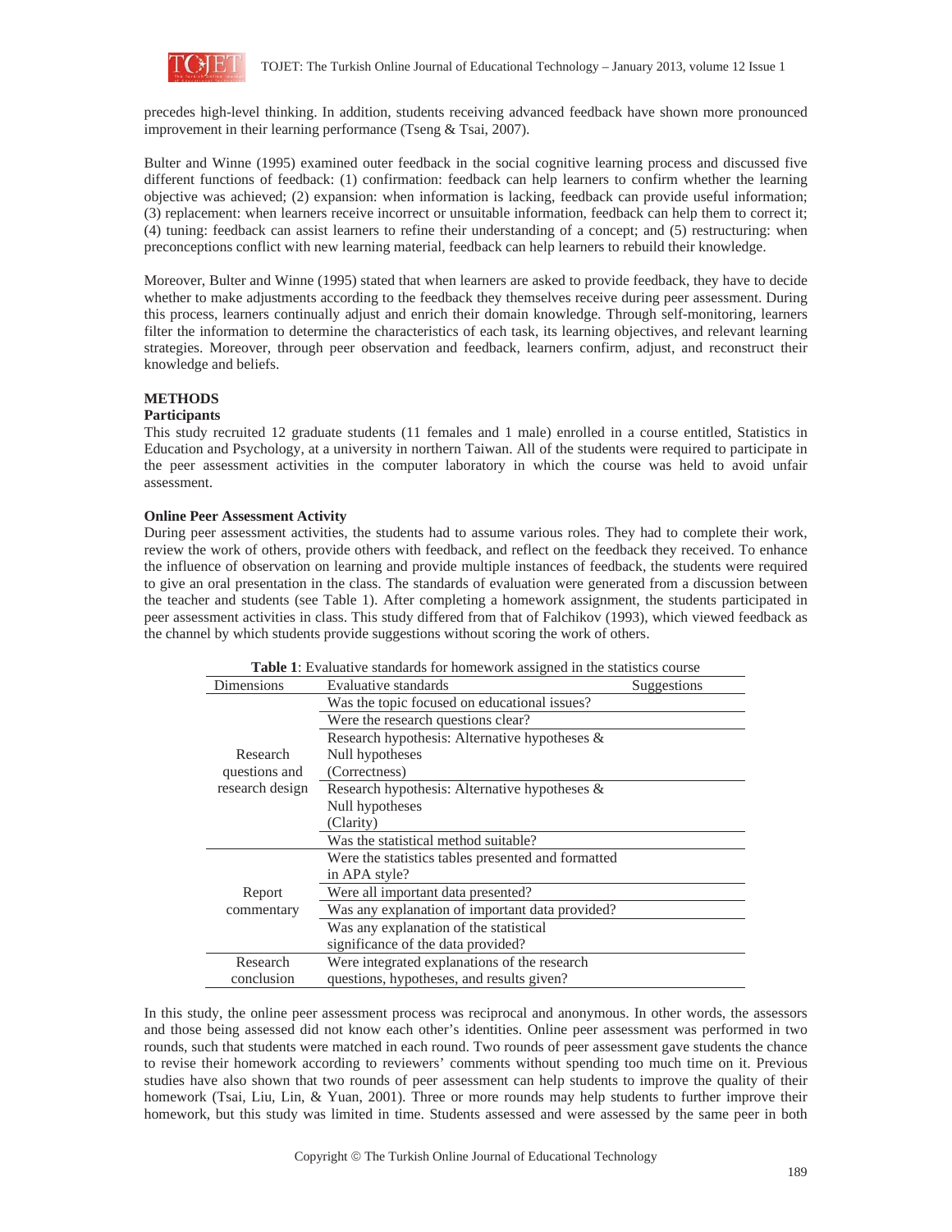precedes high-level thinking. In addition, students receiving advanced feedback have shown more pronounced improvement in their learning performance (Tseng & Tsai, 2007).

Bulter and Winne (1995) examined outer feedback in the social cognitive learning process and discussed five different functions of feedback: (1) confirmation: feedback can help learners to confirm whether the learning objective was achieved; (2) expansion: when information is lacking, feedback can provide useful information; (3) replacement: when learners receive incorrect or unsuitable information, feedback can help them to correct it; (4) tuning: feedback can assist learners to refine their understanding of a concept; and (5) restructuring: when preconceptions conflict with new learning material, feedback can help learners to rebuild their knowledge.

Moreover, Bulter and Winne (1995) stated that when learners are asked to provide feedback, they have to decide whether to make adjustments according to the feedback they themselves receive during peer assessment. During this process, learners continually adjust and enrich their domain knowledge. Through self-monitoring, learners filter the information to determine the characteristics of each task, its learning objectives, and relevant learning strategies. Moreover, through peer observation and feedback, learners confirm, adjust, and reconstruct their knowledge and beliefs.

## METHODS

### Participants

This study recruited 12 graduate students (11 females and 1 male) enrolled in a course entitled, Statistics in Education and Psychology, at a university in northern Taiwan. All of the students were required to participate in the peer assessment activities in the computer laboratory in which the course was held to avoid unfair assessment.

### Online Peer Assessment Activity

During peer assessment activities, the students had to assume various roles. They had to complete their work, review the work of others, provide others with feedback, and reflect on the feedback they received. To enhance the influence of observation on learning and provide multiple instances of feedback, the students were required to give an oral presentation in the class. The standards of evaluation were generated from a discussion between the teacher and students (see Table 1). After completing a homework assignment, the students participated in peer assessment activities in class. This study differed from that of Falchikov (1993), which viewed feedback as the channel by which students provide suggestions without scoring the work of others.

**Table 1**: Evaluative standards for homework assigned in the statistics course

| Dimensions | Evaluative standards | Suggestions |
|---|---|---|
| Research questions and research design | Was the topic focused on educational issues? | |
| | Were the research questions clear? | |
| | Research hypothesis: Alternative hypotheses & Null hypotheses (Correctness) | |
| | Research hypothesis: Alternative hypotheses & Null hypotheses (Clarity) | |
| | Was the statistical method suitable? | |
| Report commentary | Were the statistics tables presented and formatted in APA style? | |
| | Were all important data presented? | |
| | Was any explanation of important data provided? | |
| | Was any explanation of the statistical significance of the data provided? | |
| Research conclusion | Were integrated explanations of the research questions, hypotheses, and results given? | |

In this study, the online peer assessment process was reciprocal and anonymous. In other words, the assessors and those being assessed did not know each other's identities. Online peer assessment was performed in two rounds, such that students were matched in each round. Two rounds of peer assessment gave students the chance to revise their homework according to reviewers' comments without spending too much time on it. Previous studies have also shown that two rounds of peer assessment can help students to improve the quality of their homework (Tsai, Liu, Lin, & Yuan, 2001). Three or more rounds may help students to further improve their homework, but this study was limited in time. Students assessed and were assessed by the same peer in both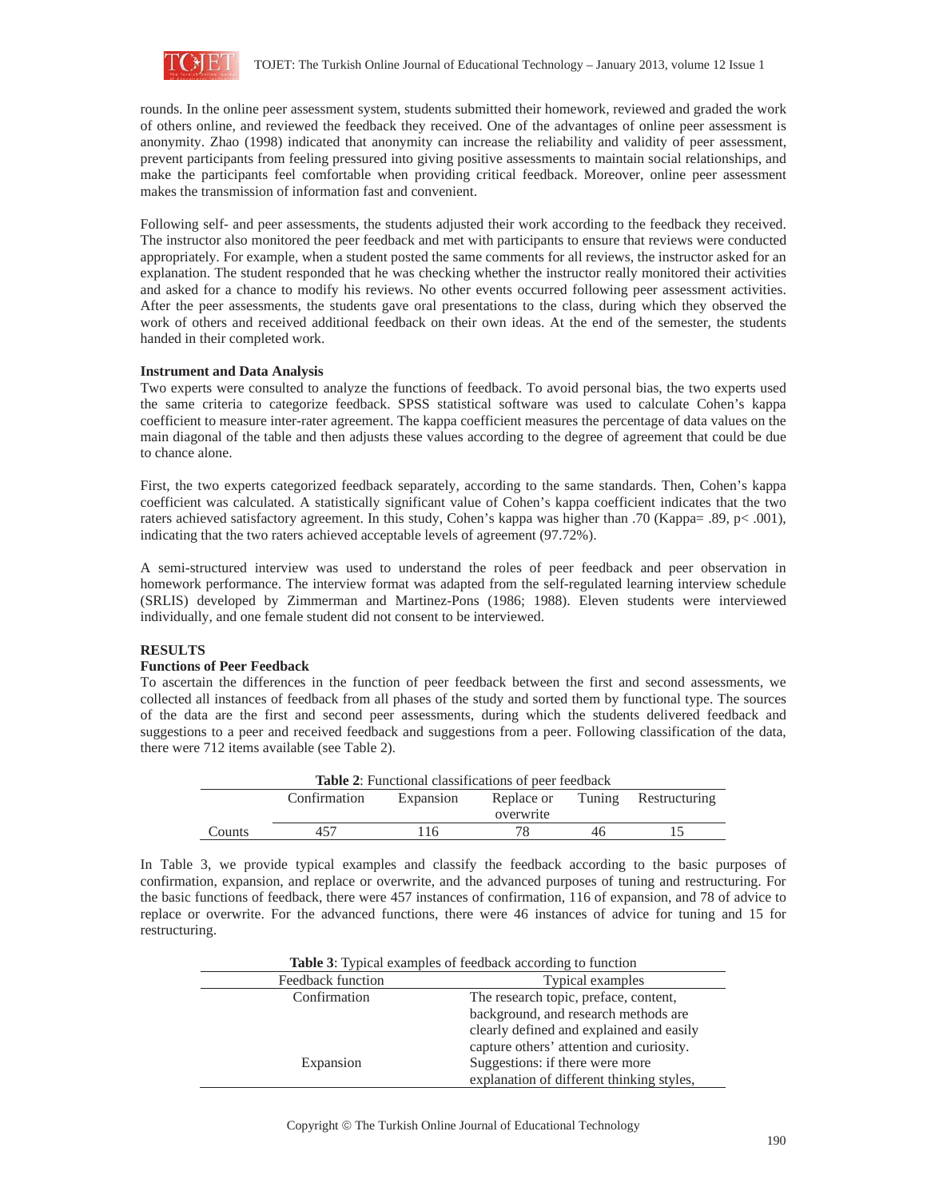rounds. In the online peer assessment system, students submitted their homework, reviewed and graded the work of others online, and reviewed the feedback they received. One of the advantages of online peer assessment is anonymity. Zhao (1998) indicated that anonymity can increase the reliability and validity of peer assessment, prevent participants from feeling pressured into giving positive assessments to maintain social relationships, and make the participants feel comfortable when providing critical feedback. Moreover, online peer assessment makes the transmission of information fast and convenient.

Following self- and peer assessments, the students adjusted their work according to the feedback they received. The instructor also monitored the peer feedback and met with participants to ensure that reviews were conducted appropriately. For example, when a student posted the same comments for all reviews, the instructor asked for an explanation. The student responded that he was checking whether the instructor really monitored their activities and asked for a chance to modify his reviews. No other events occurred following peer assessment activities. After the peer assessments, the students gave oral presentations to the class, during which they observed the work of others and received additional feedback on their own ideas. At the end of the semester, the students handed in their completed work.

**Instrument and Data Analysis**

Two experts were consulted to analyze the functions of feedback. To avoid personal bias, the two experts used the same criteria to categorize feedback. SPSS statistical software was used to calculate Cohen's kappa coefficient to measure inter-rater agreement. The kappa coefficient measures the percentage of data values on the main diagonal of the table and then adjusts these values according to the degree of agreement that could be due to chance alone.

First, the two experts categorized feedback separately, according to the same standards. Then, Cohen's kappa coefficient was calculated. A statistically significant value of Cohen's kappa coefficient indicates that the two raters achieved satisfactory agreement. In this study, Cohen's kappa was higher than .70 (Kappa= .89, $p< .001$), indicating that the two raters achieved acceptable levels of agreement (97.72%).

A semi-structured interview was used to understand the roles of peer feedback and peer observation in homework performance. The interview format was adapted from the self-regulated learning interview schedule (SRLIS) developed by Zimmerman and Martinez-Pons (1986; 1988). Eleven students were interviewed individually, and one female student did not consent to be interviewed.

## RESULTS

**Functions of Peer Feedback**

To ascertain the differences in the function of peer feedback between the first and second assessments, we collected all instances of feedback from all phases of the study and sorted them by functional type. The sources of the data are the first and second peer assessments, during which the students delivered feedback and suggestions to a peer and received feedback and suggestions from a peer. Following classification of the data, there were 712 items available (see Table 2).

**Table 2**: Functional classifications of peer feedback

| | Confirmation | Expansion | Replace or overwrite | Tuning | Restructuring |
|---|---|---|---|---|---|
| Counts | 457 | 116 | 78 | 46 | 15 |

In Table 3, we provide typical examples and classify the feedback according to the basic purposes of confirmation, expansion, and replace or overwrite, and the advanced purposes of tuning and restructuring. For the basic functions of feedback, there were 457 instances of confirmation, 116 of expansion, and 78 of advice to replace or overwrite. For the advanced functions, there were 46 instances of advice for tuning and 15 for restructuring.

**Table 3**: Typical examples of feedback according to function

| Feedback function | Typical examples |
|---|---|
| Confirmation | The research topic, preface, content, background, and research methods are clearly defined and explained and easily capture others' attention and curiosity. |
| Expansion | Suggestions: if there were more explanation of different thinking styles, |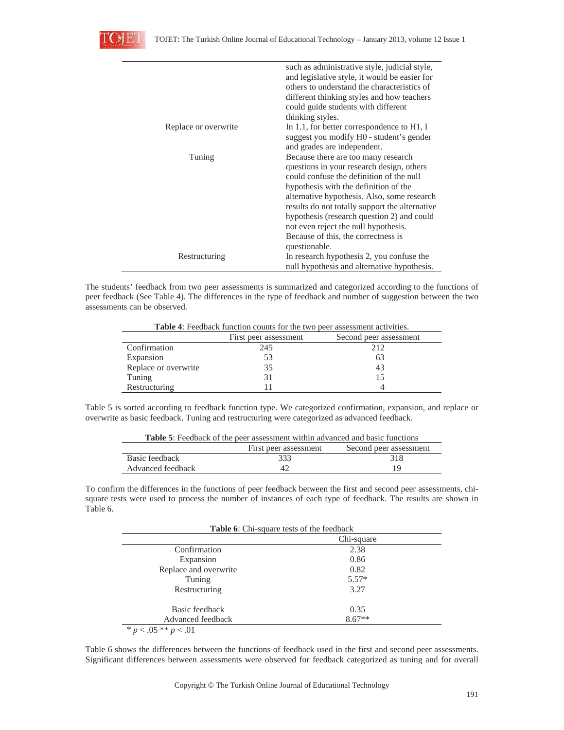|  |  |
|---|---|
|  | such as administrative style, judicial style, and legislative style, it would be easier for others to understand the characteristics of different thinking styles and how teachers could guide students with different thinking styles. |
| Replace or overwrite | In 1.1, for better correspondence to H1, I suggest you modify H0 - student's gender and grades are independent. |
| Tuning | Because there are too many research questions in your research design, others could confuse the definition of the null hypothesis with the definition of the alternative hypothesis. Also, some research results do not totally support the alternative hypothesis (research question 2) and could not even reject the null hypothesis. Because of this, the correctness is questionable. |
| Restructuring | In research hypothesis 2, you confuse the null hypothesis and alternative hypothesis. |

The students' feedback from two peer assessments is summarized and categorized according to the functions of peer feedback (See Table 4). The differences in the type of feedback and number of suggestion between the two assessments can be observed.

**Table 4**: Feedback function counts for the two peer assessment activities.

|  | First peer assessment | Second peer assessment |
|---|---|---|
| Confirmation | 245 | 212 |
| Expansion | 53 | 63 |
| Replace or overwrite | 35 | 43 |
| Tuning | 31 | 15 |
| Restructuring | 11 | 4 |

Table 5 is sorted according to feedback function type. We categorized confirmation, expansion, and replace or overwrite as basic feedback. Tuning and restructuring were categorized as advanced feedback.

**Table 5**: Feedback of the peer assessment within advanced and basic functions

|  | First peer assessment | Second peer assessment |
|---|---|---|
| Basic feedback | 333 | 318 |
| Advanced feedback | 42 | 19 |

To confirm the differences in the functions of peer feedback between the first and second peer assessments, chi-square tests were used to process the number of instances of each type of feedback. The results are shown in Table 6.

**Table 6**: Chi-square tests of the feedback

|  | Chi-square |
|---|---|
| Confirmation | 2.38 |
| Expansion | 0.86 |
| Replace and overwrite | 0.82 |
| Tuning | 5.57* |
| Restructuring | 3.27 |
| Basic feedback | 0.35 |
| Advanced feedback | 8.67** |

* $p < .05$ ** $p < .01$

Table 6 shows the differences between the functions of feedback used in the first and second peer assessments. Significant differences between assessments were observed for feedback categorized as tuning and for overall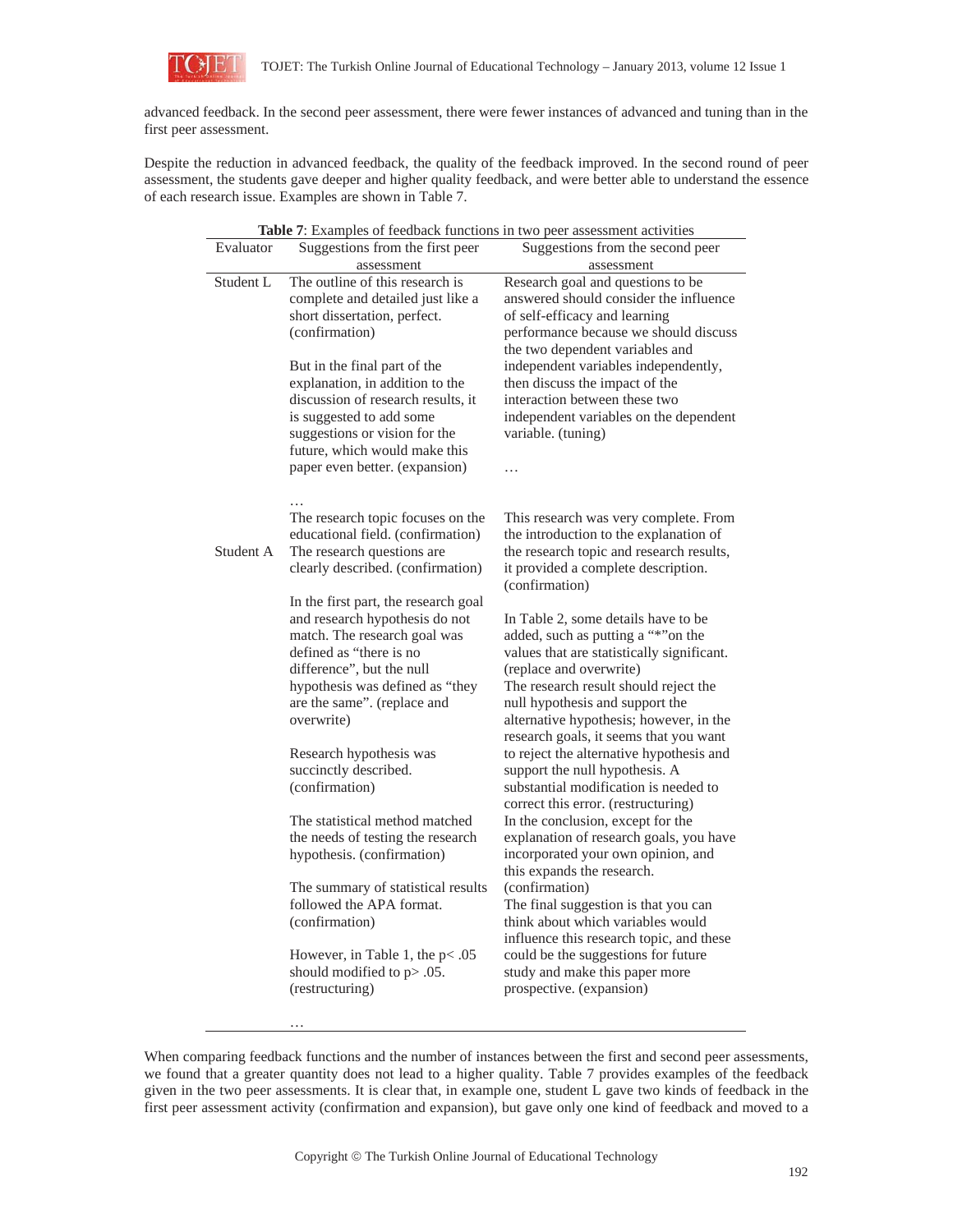advanced feedback. In the second peer assessment, there were fewer instances of advanced and tuning than in the first peer assessment.

Despite the reduction in advanced feedback, the quality of the feedback improved. In the second round of peer assessment, the students gave deeper and higher quality feedback, and were better able to understand the essence of each research issue. Examples are shown in Table 7.

**Table 7**: Examples of feedback functions in two peer assessment activities

| Evaluator | Suggestions from the first peer assessment | Suggestions from the second peer assessment |
|---|---|---|
| Student L | The outline of this research is complete and detailed just like a short dissertation, perfect. (confirmation)<br><br>But in the final part of the explanation, in addition to the discussion of research results, it is suggested to add some suggestions or vision for the future, which would make this paper even better. (expansion)<br><br>… | Research goal and questions to be answered should consider the influence of self-efficacy and learning performance because we should discuss the two dependent variables and independent variables independently, then discuss the impact of the interaction between these two independent variables on the dependent variable. (tuning)<br><br>… |
| Student A | The research topic focuses on the educational field. (confirmation)<br>The research questions are clearly described. (confirmation)<br><br>In the first part, the research goal and research hypothesis do not match. The research goal was defined as "there is no difference", but the null hypothesis was defined as "they are the same". (replace and overwrite)<br><br>Research hypothesis was succinctly described. (confirmation)<br><br>The statistical method matched the needs of testing the research hypothesis. (confirmation)<br><br>The summary of statistical results followed the APA format. (confirmation)<br><br>However, in Table 1, the p< .05 should modified to p> .05. (restructuring)<br><br>… | This research was very complete. From the introduction to the explanation of the research topic and research results, it provided a complete description. (confirmation)<br><br>In Table 2, some details have to be added, such as putting a "*"on the values that are statistically significant. (replace and overwrite)<br>The research result should reject the null hypothesis and support the alternative hypothesis; however, in the research goals, it seems that you want to reject the alternative hypothesis and support the null hypothesis. A substantial modification is needed to correct this error. (restructuring)<br>In the conclusion, except for the explanation of research goals, you have incorporated your own opinion, and this expands the research. (confirmation)<br>The final suggestion is that you can think about which variables would influence this research topic, and these could be the suggestions for future study and make this paper more prospective. (expansion) |

When comparing feedback functions and the number of instances between the first and second peer assessments, we found that a greater quantity does not lead to a higher quality. Table 7 provides examples of the feedback given in the two peer assessments. It is clear that, in example one, student L gave two kinds of feedback in the first peer assessment activity (confirmation and expansion), but gave only one kind of feedback and moved to a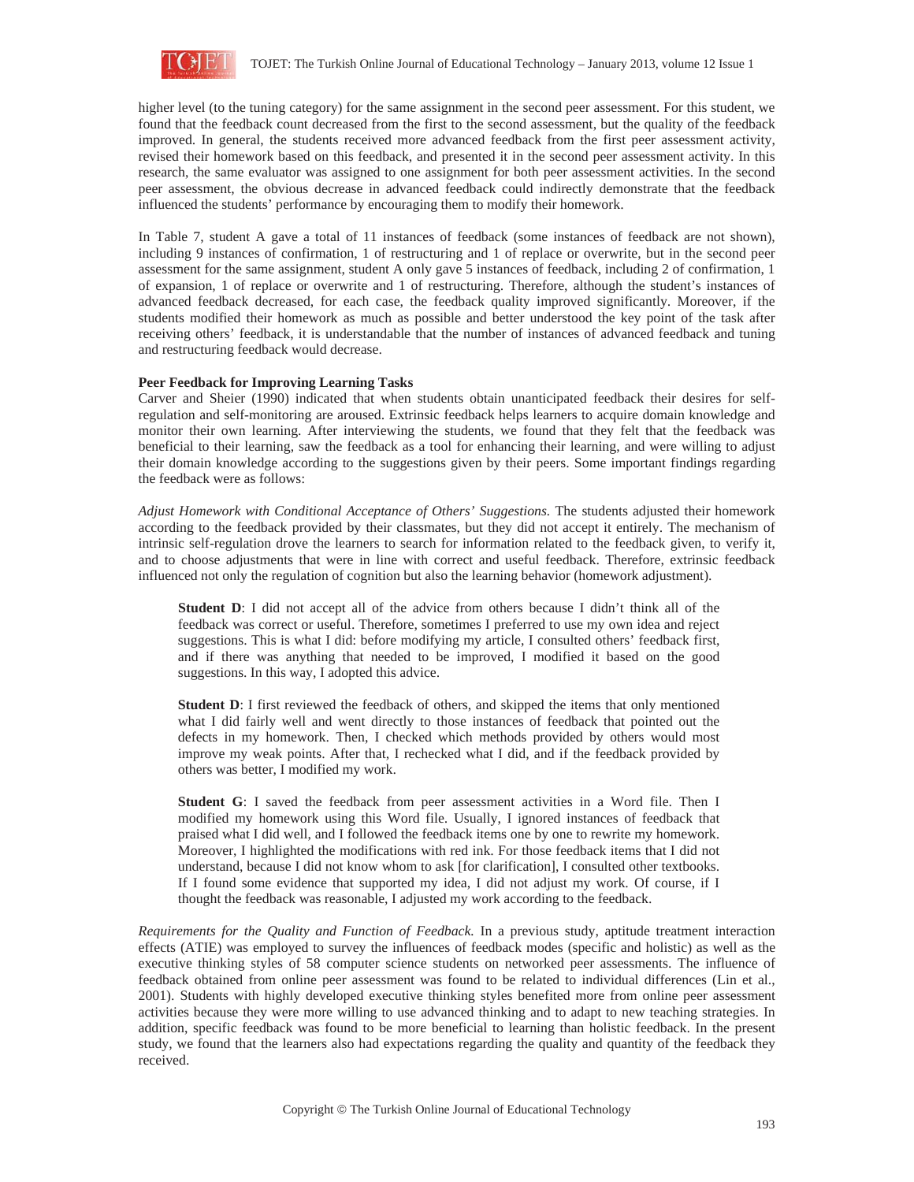higher level (to the tuning category) for the same assignment in the second peer assessment. For this student, we found that the feedback count decreased from the first to the second assessment, but the quality of the feedback improved. In general, the students received more advanced feedback from the first peer assessment activity, revised their homework based on this feedback, and presented it in the second peer assessment activity. In this research, the same evaluator was assigned to one assignment for both peer assessment activities. In the second peer assessment, the obvious decrease in advanced feedback could indirectly demonstrate that the feedback influenced the students' performance by encouraging them to modify their homework.

In Table 7, student A gave a total of 11 instances of feedback (some instances of feedback are not shown), including 9 instances of confirmation, 1 of restructuring and 1 of replace or overwrite, but in the second peer assessment for the same assignment, student A only gave 5 instances of feedback, including 2 of confirmation, 1 of expansion, 1 of replace or overwrite and 1 of restructuring. Therefore, although the student's instances of advanced feedback decreased, for each case, the feedback quality improved significantly. Moreover, if the students modified their homework as much as possible and better understood the key point of the task after receiving others' feedback, it is understandable that the number of instances of advanced feedback and tuning and restructuring feedback would decrease.

**Peer Feedback for Improving Learning Tasks**

Carver and Sheier (1990) indicated that when students obtain unanticipated feedback their desires for self-regulation and self-monitoring are aroused. Extrinsic feedback helps learners to acquire domain knowledge and monitor their own learning. After interviewing the students, we found that they felt that the feedback was beneficial to their learning, saw the feedback as a tool for enhancing their learning, and were willing to adjust their domain knowledge according to the suggestions given by their peers. Some important findings regarding the feedback were as follows:

*Adjust Homework with Conditional Acceptance of Others' Suggestions.* The students adjusted their homework according to the feedback provided by their classmates, but they did not accept it entirely. The mechanism of intrinsic self-regulation drove the learners to search for information related to the feedback given, to verify it, and to choose adjustments that were in line with correct and useful feedback. Therefore, extrinsic feedback influenced not only the regulation of cognition but also the learning behavior (homework adjustment).

> **Student D**: I did not accept all of the advice from others because I didn't think all of the feedback was correct or useful. Therefore, sometimes I preferred to use my own idea and reject suggestions. This is what I did: before modifying my article, I consulted others' feedback first, and if there was anything that needed to be improved, I modified it based on the good suggestions. In this way, I adopted this advice.

> **Student D**: I first reviewed the feedback of others, and skipped the items that only mentioned what I did fairly well and went directly to those instances of feedback that pointed out the defects in my homework. Then, I checked which methods provided by others would most improve my weak points. After that, I rechecked what I did, and if the feedback provided by others was better, I modified my work.

> **Student G**: I saved the feedback from peer assessment activities in a Word file. Then I modified my homework using this Word file. Usually, I ignored instances of feedback that praised what I did well, and I followed the feedback items one by one to rewrite my homework. Moreover, I highlighted the modifications with red ink. For those feedback items that I did not understand, because I did not know whom to ask [for clarification], I consulted other textbooks. If I found some evidence that supported my idea, I did not adjust my work. Of course, if I thought the feedback was reasonable, I adjusted my work according to the feedback.

*Requirements for the Quality and Function of Feedback.* In a previous study, aptitude treatment interaction effects (ATIE) was employed to survey the influences of feedback modes (specific and holistic) as well as the executive thinking styles of 58 computer science students on networked peer assessments. The influence of feedback obtained from online peer assessment was found to be related to individual differences (Lin et al., 2001). Students with highly developed executive thinking styles benefited more from online peer assessment activities because they were more willing to use advanced thinking and to adapt to new teaching strategies. In addition, specific feedback was found to be more beneficial to learning than holistic feedback. In the present study, we found that the learners also had expectations regarding the quality and quantity of the feedback they received.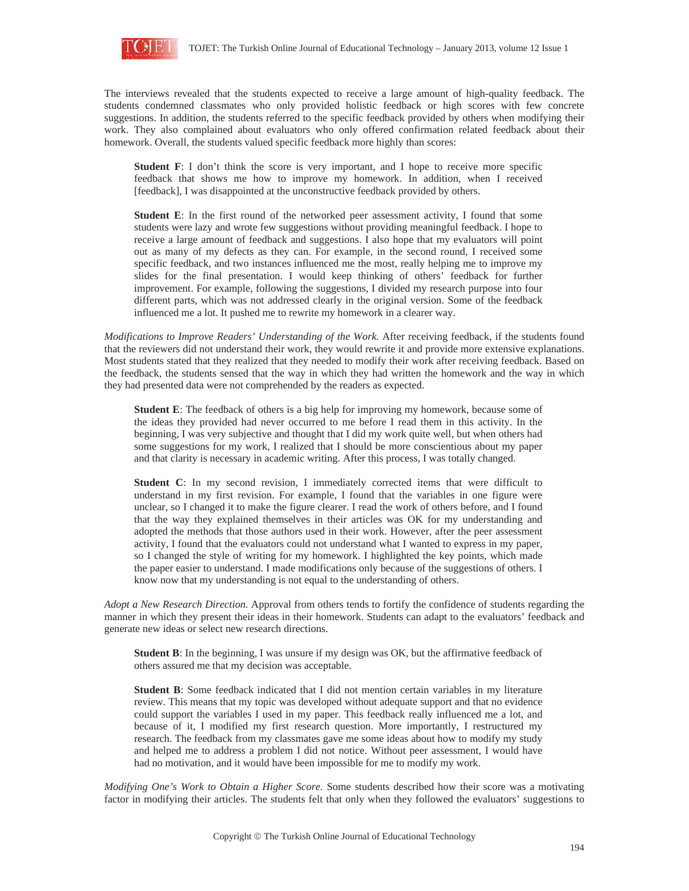The interviews revealed that the students expected to receive a large amount of high-quality feedback. The students condemned classmates who only provided holistic feedback or high scores with few concrete suggestions. In addition, the students referred to the specific feedback provided by others when modifying their work. They also complained about evaluators who only offered confirmation related feedback about their homework. Overall, the students valued specific feedback more highly than scores:

> **Student F**: I don't think the score is very important, and I hope to receive more specific feedback that shows me how to improve my homework. In addition, when I received [feedback], I was disappointed at the unconstructive feedback provided by others.

> **Student E**: In the first round of the networked peer assessment activity, I found that some students were lazy and wrote few suggestions without providing meaningful feedback. I hope to receive a large amount of feedback and suggestions. I also hope that my evaluators will point out as many of my defects as they can. For example, in the second round, I received some specific feedback, and two instances influenced me the most, really helping me to improve my slides for the final presentation. I would keep thinking of others' feedback for further improvement. For example, following the suggestions, I divided my research purpose into four different parts, which was not addressed clearly in the original version. Some of the feedback influenced me a lot. It pushed me to rewrite my homework in a clearer way.

*Modifications to Improve Readers' Understanding of the Work.* After receiving feedback, if the students found that the reviewers did not understand their work, they would rewrite it and provide more extensive explanations. Most students stated that they realized that they needed to modify their work after receiving feedback. Based on the feedback, the students sensed that the way in which they had written the homework and the way in which they had presented data were not comprehended by the readers as expected.

> **Student E**: The feedback of others is a big help for improving my homework, because some of the ideas they provided had never occurred to me before I read them in this activity. In the beginning, I was very subjective and thought that I did my work quite well, but when others had some suggestions for my work, I realized that I should be more conscientious about my paper and that clarity is necessary in academic writing. After this process, I was totally changed.

> **Student C**: In my second revision, I immediately corrected items that were difficult to understand in my first revision. For example, I found that the variables in one figure were unclear, so I changed it to make the figure clearer. I read the work of others before, and I found that the way they explained themselves in their articles was OK for my understanding and adopted the methods that those authors used in their work. However, after the peer assessment activity, I found that the evaluators could not understand what I wanted to express in my paper, so I changed the style of writing for my homework. I highlighted the key points, which made the paper easier to understand. I made modifications only because of the suggestions of others. I know now that my understanding is not equal to the understanding of others.

*Adopt a New Research Direction.* Approval from others tends to fortify the confidence of students regarding the manner in which they present their ideas in their homework. Students can adapt to the evaluators' feedback and generate new ideas or select new research directions.

> **Student B**: In the beginning, I was unsure if my design was OK, but the affirmative feedback of others assured me that my decision was acceptable.

> **Student B**: Some feedback indicated that I did not mention certain variables in my literature review. This means that my topic was developed without adequate support and that no evidence could support the variables I used in my paper. This feedback really influenced me a lot, and because of it, I modified my first research question. More importantly, I restructured my research. The feedback from my classmates gave me some ideas about how to modify my study and helped me to address a problem I did not notice. Without peer assessment, I would have had no motivation, and it would have been impossible for me to modify my work.

*Modifying One's Work to Obtain a Higher Score.* Some students described how their score was a motivating factor in modifying their articles. The students felt that only when they followed the evaluators' suggestions to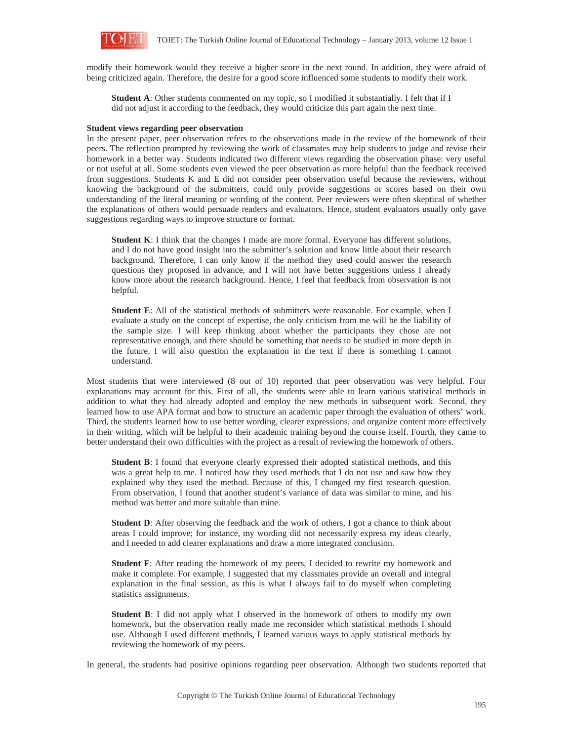modify their homework would they receive a higher score in the next round. In addition, they were afraid of being criticized again. Therefore, the desire for a good score influenced some students to modify their work.

> **Student A**: Other students commented on my topic, so I modified it substantially. I felt that if I did not adjust it according to the feedback, they would criticize this part again the next time.

**Student views regarding peer observation**

In the present paper, peer observation refers to the observations made in the review of the homework of their peers. The reflection prompted by reviewing the work of classmates may help students to judge and revise their homework in a better way. Students indicated two different views regarding the observation phase: very useful or not useful at all. Some students even viewed the peer observation as more helpful than the feedback received from suggestions. Students K and E did not consider peer observation useful because the reviewers, without knowing the background of the submitters, could only provide suggestions or scores based on their own understanding of the literal meaning or wording of the content. Peer reviewers were often skeptical of whether the explanations of others would persuade readers and evaluators. Hence, student evaluators usually only gave suggestions regarding ways to improve structure or format.

> **Student K**: I think that the changes I made are more formal. Everyone has different solutions, and I do not have good insight into the submitter's solution and know little about their research background. Therefore, I can only know if the method they used could answer the research questions they proposed in advance, and I will not have better suggestions unless I already know more about the research background. Hence, I feel that feedback from observation is not helpful.

> **Student E**: All of the statistical methods of submitters were reasonable. For example, when I evaluate a study on the concept of expertise, the only criticism from me will be the liability of the sample size. I will keep thinking about whether the participants they chose are not representative enough, and there should be something that needs to be studied in more depth in the future. I will also question the explanation in the text if there is something I cannot understand.

Most students that were interviewed (8 out of 10) reported that peer observation was very helpful. Four explanations may account for this. First of all, the students were able to learn various statistical methods in addition to what they had already adopted and employ the new methods in subsequent work. Second, they learned how to use APA format and how to structure an academic paper through the evaluation of others' work. Third, the students learned how to use better wording, clearer expressions, and organize content more effectively in their writing, which will be helpful to their academic training beyond the course itself. Fourth, they came to better understand their own difficulties with the project as a result of reviewing the homework of others.

> **Student B**: I found that everyone clearly expressed their adopted statistical methods, and this was a great help to me. I noticed how they used methods that I do not use and saw how they explained why they used the method. Because of this, I changed my first research question. From observation, I found that another student's variance of data was similar to mine, and his method was better and more suitable than mine.

> **Student D**: After observing the feedback and the work of others, I got a chance to think about areas I could improve; for instance, my wording did not necessarily express my ideas clearly, and I needed to add clearer explanations and draw a more integrated conclusion.

> **Student F**: After reading the homework of my peers, I decided to rewrite my homework and make it complete. For example, I suggested that my classmates provide an overall and integral explanation in the final session, as this is what I always fail to do myself when completing statistics assignments.

> **Student B**: I did not apply what I observed in the homework of others to modify my own homework, but the observation really made me reconsider which statistical methods I should use. Although I used different methods, I learned various ways to apply statistical methods by reviewing the homework of my peers.

In general, the students had positive opinions regarding peer observation. Although two students reported that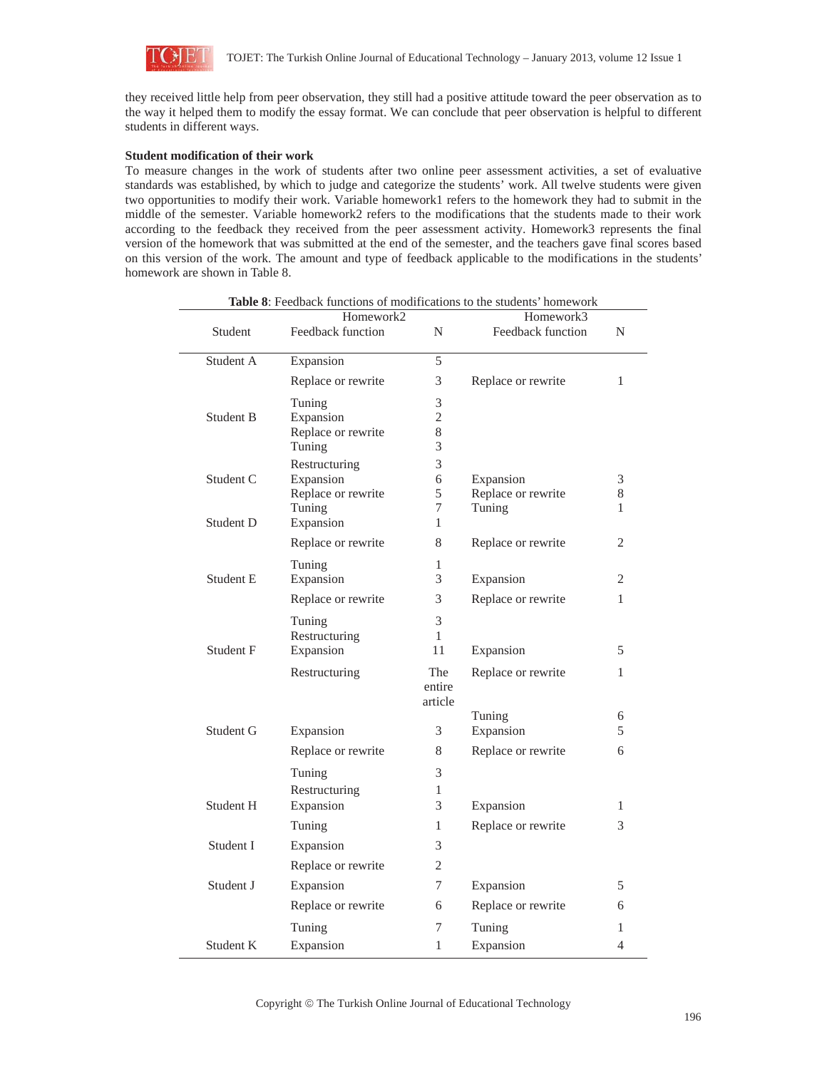they received little help from peer observation, they still had a positive attitude toward the peer observation as to the way it helped them to modify the essay format. We can conclude that peer observation is helpful to different students in different ways.

**Student modification of their work**

To measure changes in the work of students after two online peer assessment activities, a set of evaluative standards was established, by which to judge and categorize the students' work. All twelve students were given two opportunities to modify their work. Variable homework1 refers to the homework they had to submit in the middle of the semester. Variable homework2 refers to the modifications that the students made to their work according to the feedback they received from the peer assessment activity. Homework3 represents the final version of the homework that was submitted at the end of the semester, and the teachers gave final scores based on this version of the work. The amount and type of feedback applicable to the modifications in the students' homework are shown in Table 8.

**Table 8**: Feedback functions of modifications to the students' homework

| | Homework2 | | Homework3 | |
|---|---|---|---|---|
| Student | Feedback function | N | Feedback function | N |
| Student A | Expansion | 5 | | |
| | Replace or rewrite | 3 | Replace or rewrite | 1 |
| | Tuning | 3 | | |
| Student B | Expansion | 2 | | |
| | Replace or rewrite | 8 | | |
| | Tuning | 3 | | |
| | Restructuring | 3 | | |
| Student C | Expansion | 6 | Expansion | 3 |
| | Replace or rewrite | 5 | Replace or rewrite | 8 |
| | Tuning | 7 | Tuning | 1 |
| Student D | Expansion | 1 | | |
| | Replace or rewrite | 8 | Replace or rewrite | 2 |
| | Tuning | 1 | | |
| Student E | Expansion | 3 | Expansion | 2 |
| | Replace or rewrite | 3 | Replace or rewrite | 1 |
| | Tuning | 3 | | |
| | Restructuring | 1 | | |
| Student F | Expansion | 11 | Expansion | 5 |
| | Restructuring | The entire article | Replace or rewrite | 1 |
| | | | Tuning | 6 |
| Student G | Expansion | 3 | Expansion | 5 |
| | Replace or rewrite | 8 | Replace or rewrite | 6 |
| | Tuning | 3 | | |
| | Restructuring | 1 | | |
| Student H | Expansion | 3 | Expansion | 1 |
| | Tuning | 1 | Replace or rewrite | 3 |
| Student I | Expansion | 3 | | |
| | Replace or rewrite | 2 | | |
| Student J | Expansion | 7 | Expansion | 5 |
| | Replace or rewrite | 6 | Replace or rewrite | 6 |
| | Tuning | 7 | Tuning | 1 |
| Student K | Expansion | 1 | Expansion | 4 |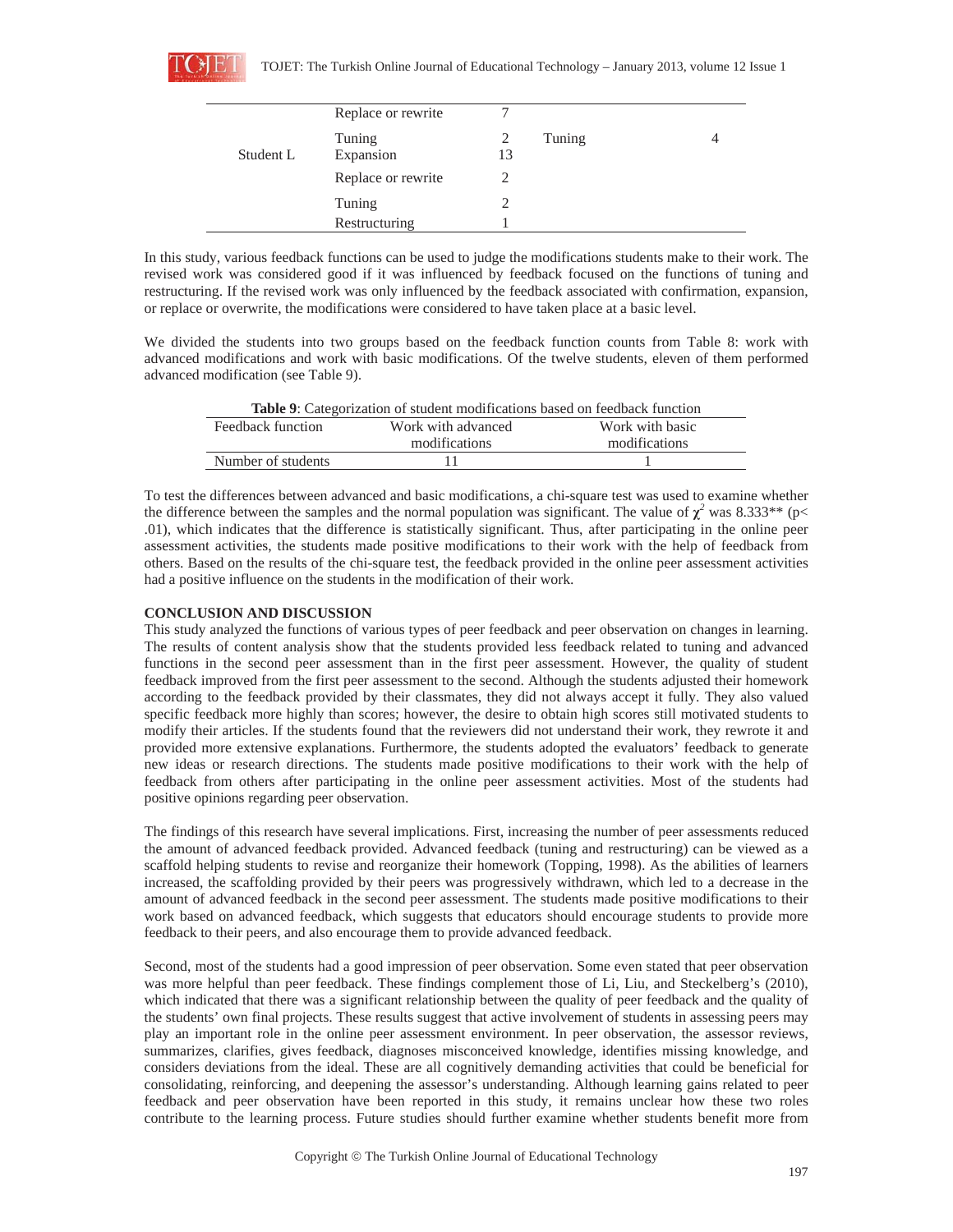|  | Replace or rewrite | 7 |  |  |
| --- | --- | --- | --- | --- |
| Student L | Tuning<br>Expansion | 2<br>13 | Tuning | 4 |
|  | Replace or rewrite | 2 |  |  |
|  | Tuning | 2 |  |  |
|  | Restructuring | 1 |  |  |

In this study, various feedback functions can be used to judge the modifications students make to their work. The revised work was considered good if it was influenced by feedback focused on the functions of tuning and restructuring. If the revised work was only influenced by the feedback associated with confirmation, expansion, or replace or overwrite, the modifications were considered to have taken place at a basic level.

We divided the students into two groups based on the feedback function counts from Table 8: work with advanced modifications and work with basic modifications. Of the twelve students, eleven of them performed advanced modification (see Table 9).

**Table 9**: Categorization of student modifications based on feedback function

| Feedback function | Work with advanced modifications | Work with basic modifications |
| --- | --- | --- |
| Number of students | 11 | 1 |

To test the differences between advanced and basic modifications, a chi-square test was used to examine whether the difference between the samples and the normal population was significant. The value of $\chi^2$ was 8.333** ($p < .01$), which indicates that the difference is statistically significant. Thus, after participating in the online peer assessment activities, the students made positive modifications to their work with the help of feedback from others. Based on the results of the chi-square test, the feedback provided in the online peer assessment activities had a positive influence on the students in the modification of their work.

## CONCLUSION AND DISCUSSION

This study analyzed the functions of various types of peer feedback and peer observation on changes in learning. The results of content analysis show that the students provided less feedback related to tuning and advanced functions in the second peer assessment than in the first peer assessment. However, the quality of student feedback improved from the first peer assessment to the second. Although the students adjusted their homework according to the feedback provided by their classmates, they did not always accept it fully. They also valued specific feedback more highly than scores; however, the desire to obtain high scores still motivated students to modify their articles. If the students found that the reviewers did not understand their work, they rewrote it and provided more extensive explanations. Furthermore, the students adopted the evaluators' feedback to generate new ideas or research directions. The students made positive modifications to their work with the help of feedback from others after participating in the online peer assessment activities. Most of the students had positive opinions regarding peer observation.

The findings of this research have several implications. First, increasing the number of peer assessments reduced the amount of advanced feedback provided. Advanced feedback (tuning and restructuring) can be viewed as a scaffold helping students to revise and reorganize their homework (Topping, 1998). As the abilities of learners increased, the scaffolding provided by their peers was progressively withdrawn, which led to a decrease in the amount of advanced feedback in the second peer assessment. The students made positive modifications to their work based on advanced feedback, which suggests that educators should encourage students to provide more feedback to their peers, and also encourage them to provide advanced feedback.

Second, most of the students had a good impression of peer observation. Some even stated that peer observation was more helpful than peer feedback. These findings complement those of Li, Liu, and Steckelberg's (2010), which indicated that there was a significant relationship between the quality of peer feedback and the quality of the students' own final projects. These results suggest that active involvement of students in assessing peers may play an important role in the online peer assessment environment. In peer observation, the assessor reviews, summarizes, clarifies, gives feedback, diagnoses misconceived knowledge, identifies missing knowledge, and considers deviations from the ideal. These are all cognitively demanding activities that could be beneficial for consolidating, reinforcing, and deepening the assessor's understanding. Although learning gains related to peer feedback and peer observation have been reported in this study, it remains unclear how these two roles contribute to the learning process. Future studies should further examine whether students benefit more from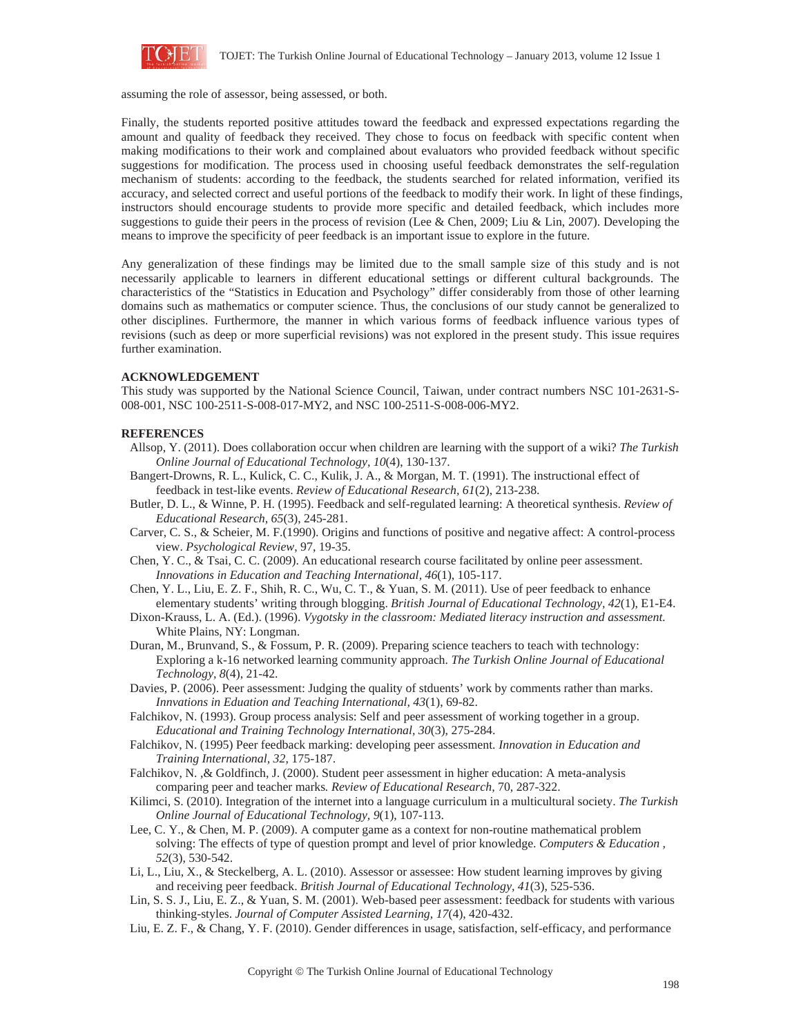assuming the role of assessor, being assessed, or both.

Finally, the students reported positive attitudes toward the feedback and expressed expectations regarding the amount and quality of feedback they received. They chose to focus on feedback with specific content when making modifications to their work and complained about evaluators who provided feedback without specific suggestions for modification. The process used in choosing useful feedback demonstrates the self-regulation mechanism of students: according to the feedback, the students searched for related information, verified its accuracy, and selected correct and useful portions of the feedback to modify their work. In light of these findings, instructors should encourage students to provide more specific and detailed feedback, which includes more suggestions to guide their peers in the process of revision (Lee & Chen, 2009; Liu & Lin, 2007). Developing the means to improve the specificity of peer feedback is an important issue to explore in the future.

Any generalization of these findings may be limited due to the small sample size of this study and is not necessarily applicable to learners in different educational settings or different cultural backgrounds. The characteristics of the "Statistics in Education and Psychology" differ considerably from those of other learning domains such as mathematics or computer science. Thus, the conclusions of our study cannot be generalized to other disciplines. Furthermore, the manner in which various forms of feedback influence various types of revisions (such as deep or more superficial revisions) was not explored in the present study. This issue requires further examination.

## ACKNOWLEDGEMENT

This study was supported by the National Science Council, Taiwan, under contract numbers NSC 101-2631-S-008-001, NSC 100-2511-S-008-017-MY2, and NSC 100-2511-S-008-006-MY2.

## REFERENCES

Allsop, Y. (2011). Does collaboration occur when children are learning with the support of a wiki? *The Turkish Online Journal of Educational Technology, 10*(4), 130-137.

Bangert-Drowns, R. L., Kulick, C. C., Kulik, J. A., & Morgan, M. T. (1991). The instructional effect of feedback in test-like events. *Review of Educational Research, 61*(2), 213-238.

Butler, D. L., & Winne, P. H. (1995). Feedback and self-regulated learning: A theoretical synthesis. *Review of Educational Research, 65*(3), 245-281.

Carver, C. S., & Scheier, M. F.(1990). Origins and functions of positive and negative affect: A control-process view. *Psychological Review*, 97, 19-35.

Chen, Y. C., & Tsai, C. C. (2009). An educational research course facilitated by online peer assessment. *Innovations in Education and Teaching International, 46*(1), 105-117.

Chen, Y. L., Liu, E. Z. F., Shih, R. C., Wu, C. T., & Yuan, S. M. (2011). Use of peer feedback to enhance elementary students' writing through blogging. *British Journal of Educational Technology, 42*(1), E1-E4.

Dixon-Krauss, L. A. (Ed.). (1996). *Vygotsky in the classroom: Mediated literacy instruction and assessment.* White Plains, NY: Longman.

Duran, M., Brunvand, S., & Fossum, P. R. (2009). Preparing science teachers to teach with technology: Exploring a k-16 networked learning community approach. *The Turkish Online Journal of Educational Technology, 8*(4), 21-42.

Davies, P. (2006). Peer assessment: Judging the quality of stduents' work by comments rather than marks. *Innvations in Eduation and Teaching International, 43*(1), 69-82.

Falchikov, N. (1993). Group process analysis: Self and peer assessment of working together in a group. *Educational and Training Technology International, 30*(3), 275-284.

Falchikov, N. (1995) Peer feedback marking: developing peer assessment. *Innovation in Education and Training International, 32*, 175-187.

Falchikov, N. ,& Goldfinch, J. (2000). Student peer assessment in higher education: A meta-analysis comparing peer and teacher marks*. Review of Educational Research*, 70, 287-322.

Kilimci, S. (2010). Integration of the internet into a language curriculum in a multicultural society. *The Turkish Online Journal of Educational Technology, 9*(1), 107-113.

Lee, C. Y., & Chen, M. P. (2009). A computer game as a context for non-routine mathematical problem solving: The effects of type of question prompt and level of prior knowledge. *Computers & Education , 52*(3), 530-542.

Li, L., Liu, X., & Steckelberg, A. L. (2010). Assessor or assessee: How student learning improves by giving and receiving peer feedback. *British Journal of Educational Technology, 41*(3), 525-536.

Lin, S. S. J., Liu, E. Z., & Yuan, S. M. (2001). Web-based peer assessment: feedback for students with various thinking-styles. *Journal of Computer Assisted Learning, 17*(4), 420-432.

Liu, E. Z. F., & Chang, Y. F. (2010). Gender differences in usage, satisfaction, self-efficacy, and performance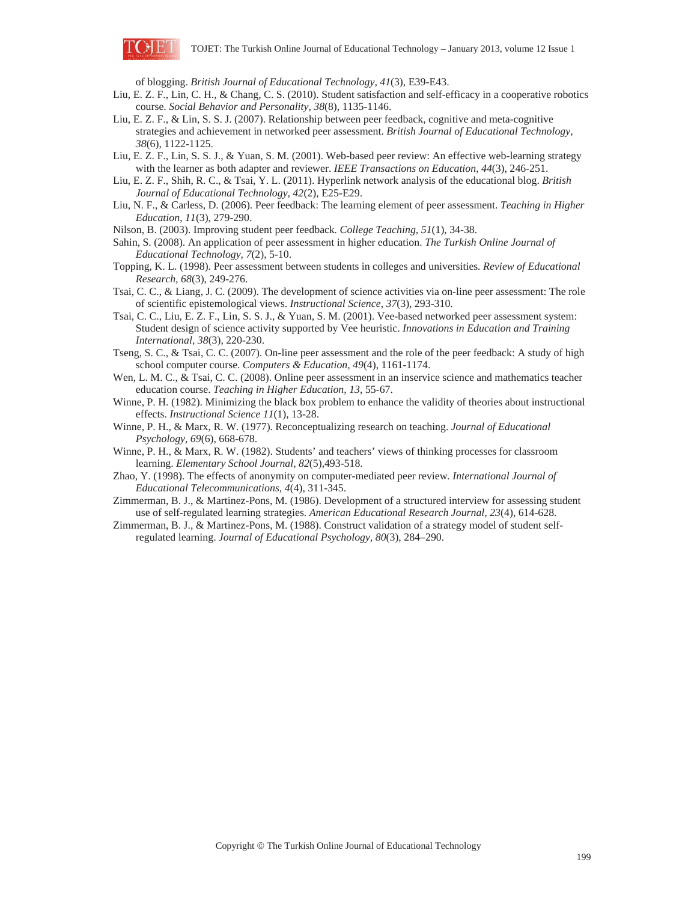of blogging. *British Journal of Educational Technology, 41*(3), E39-E43.

Liu, E. Z. F., Lin, C. H., & Chang, C. S. (2010). Student satisfaction and self-efficacy in a cooperative robotics course. *Social Behavior and Personality, 38*(8), 1135-1146.

Liu, E. Z. F., & Lin, S. S. J. (2007). Relationship between peer feedback, cognitive and meta-cognitive strategies and achievement in networked peer assessment. *British Journal of Educational Technology, 38*(6), 1122-1125.

Liu, E. Z. F., Lin, S. S. J., & Yuan, S. M. (2001). Web-based peer review: An effective web-learning strategy with the learner as both adapter and reviewer. *IEEE Transactions on Education, 44*(3), 246-251.

Liu, E. Z. F., Shih, R. C., & Tsai, Y. L. (2011). Hyperlink network analysis of the educational blog. *British Journal of Educational Technology, 42*(2), E25-E29.

Liu, N. F., & Carless, D. (2006). Peer feedback: The learning element of peer assessment. *Teaching in Higher Education, 11*(3), 279-290.

Nilson, B. (2003). Improving student peer feedback. *College Teaching, 51*(1), 34-38.

Sahin, S. (2008). An application of peer assessment in higher education. *The Turkish Online Journal of Educational Technology, 7*(2), 5-10.

Topping, K. L. (1998). Peer assessment between students in colleges and universities. *Review of Educational Research, 68*(3), 249-276.

Tsai, C. C., & Liang, J. C. (2009). The development of science activities via on-line peer assessment: The role of scientific epistemological views. *Instructional Science, 37*(3), 293-310.

Tsai, C. C., Liu, E. Z. F., Lin, S. S. J., & Yuan, S. M. (2001). Vee-based networked peer assessment system: Student design of science activity supported by Vee heuristic. *Innovations in Education and Training International, 38*(3), 220-230.

Tseng, S. C., & Tsai, C. C. (2007). On-line peer assessment and the role of the peer feedback: A study of high school computer course. *Computers & Education, 49*(4), 1161-1174.

Wen, L. M. C., & Tsai, C. C. (2008). Online peer assessment in an inservice science and mathematics teacher education course. *Teaching in Higher Education, 13*, 55-67.

Winne, P. H. (1982). Minimizing the black box problem to enhance the validity of theories about instructional effects. *Instructional Science 11*(1), 13-28.

Winne, P. H., & Marx, R. W. (1977). Reconceptualizing research on teaching. *Journal of Educational Psychology, 69*(6), 668-678.

Winne, P. H., & Marx, R. W. (1982). Students' and teachers' views of thinking processes for classroom learning. *Elementary School Journal, 82*(5),493-518.

Zhao, Y. (1998). The effects of anonymity on computer-mediated peer review. *International Journal of Educational Telecommunications, 4*(4), 311-345.

Zimmerman, B. J., & Martinez-Pons, M. (1986). Development of a structured interview for assessing student use of self-regulated learning strategies. *American Educational Research Journal, 23*(4), 614-628.

Zimmerman, B. J., & Martinez-Pons, M. (1988). Construct validation of a strategy model of student self-regulated learning. *Journal of Educational Psychology, 80*(3), 284–290.